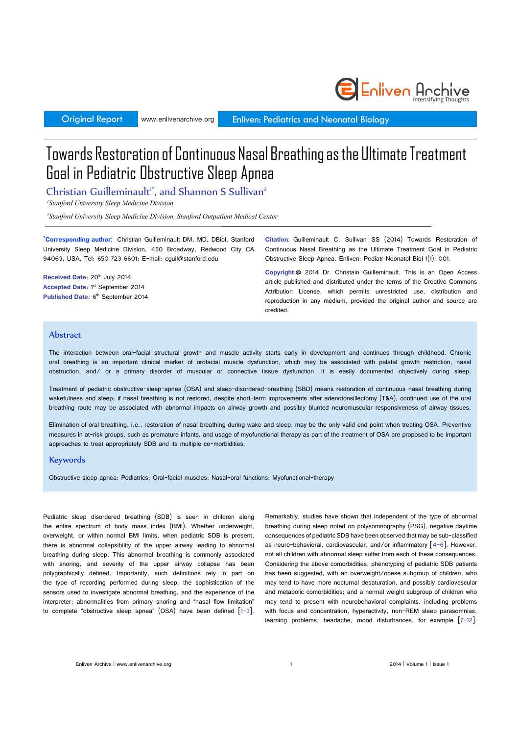Original Report | www.enlivenarchive.org | Enliven: Pediatrics and Neonatal Biology

# Towards Restoration of Continuous Nasal Breathing as the Ultimate Treatment Goal in Pediatric Obstructive Sleep Apnea

**Christian Guilleminault[1*], and Shannon S Sullivan[2]**

[1]*Stanford University Sleep Medicine Division*

[2]*Stanford University Sleep Medicine Division, Stanford Outpatient Medical Center*

[*]**Corresponding author**: Christian Guilleminault DM, MD, DBiol, Stanford University Sleep Medicine Division, 450 Broadway, Redwood City CA 94063, USA, Tel: 650 723 6601; E-mail: cguil@stanford.edu

**Received Date**: 20th July 2014
**Accepted Date**: 1st September 2014
**Published Date**: 6th September 2014

**Citation**: Guilleminault C, Sullivan SS (2014) Towards Restoration of Continuous Nasal Breathing as the Ultimate Treatment Goal in Pediatric Obstructive Sleep Apnea. Enliven: Pediatr Neonatol Biol 1(1): 001.

**Copyright**:@ 2014 Dr. Christain Guilleminault. This is an Open Access article published and distributed under the terms of the Creative Commons Attribution License, which permits unrestricted use, distribution and reproduction in any medium, provided the original author and source are credited.

## Abstract

The interaction between oral-facial structural growth and muscle activity starts early in development and continues through childhood. Chronic oral breathing is an important clinical marker of orofacial muscle dysfunction, which may be associated with palatal growth restriction, nasal obstruction, and/ or a primary disorder of muscular or connective tissue dysfunction. It is easily documented objectively during sleep.

Treatment of pediatric obstructive-sleep-apnea (OSA) and sleep-disordered-breathing (SBD) means restoration of continuous nasal breathing during wakefulness and sleep; if nasal breathing is not restored, despite short-term improvements after adenotonsillectomy (T&A), continued use of the oral breathing route may be associated with abnormal impacts on airway growth and possibly blunted neuromuscular responsiveness of airway tissues.

Elimination of oral breathing, i.e., restoration of nasal breathing during wake and sleep, may be the only valid end point when treating OSA. Preventive measures in at-risk groups, such as premature infants, and usage of myofunctional therapy as part of the treatment of OSA are proposed to be important approaches to treat appropriately SDB and its multiple co-morbidities.

## Keywords

Obstructive sleep apnea; Pediatrics; Oral-facial muscles; Nasal-oral functions; Myofunctional-therapy

Pediatric sleep disordered breathing (SDB) is seen in children along the entire spectrum of body mass index (BMI). Whether underweight, overweight, or within normal BMI limits, when pediatric SDB is present, there is abnormal collapsibility of the upper airway leading to abnormal breathing during sleep. This abnormal breathing is commonly associated with snoring, and severity of the upper airway collapse has been polygraphically defined. Importantly, such definitions rely in part on the type of recording performed during sleep, the sophistication of the sensors used to investigate abnormal breathing, and the experience of the interpreter; abnormalities from primary snoring and "nasal flow limitation" to complete "obstructive sleep apnea" (OSA) have been defined [1-3]. Remarkably, studies have shown that independent of the type of abnormal breathing during sleep noted on polysomnography (PSG), negative daytime consequences of pediatric SDB have been observed that may be sub-classified as neuro-behavioral, cardiovascular, and/or inflammatory [4-6]. However, not all children with abnormal sleep suffer from each of these consequences. Considering the above comorbidities, phenotyping of pediatric SDB patients has been suggested, with an overweight/obese subgroup of children, who may tend to have more nocturnal desaturation, and possibly cardiovascular and metabolic comorbidities; and a normal weight subgroup of children who may tend to present with neurobehavioral complaints, including problems with focus and concentration, hyperactivity, non-REM sleep parasomnias, learning problems, headache, mood disturbances, for example [7-12].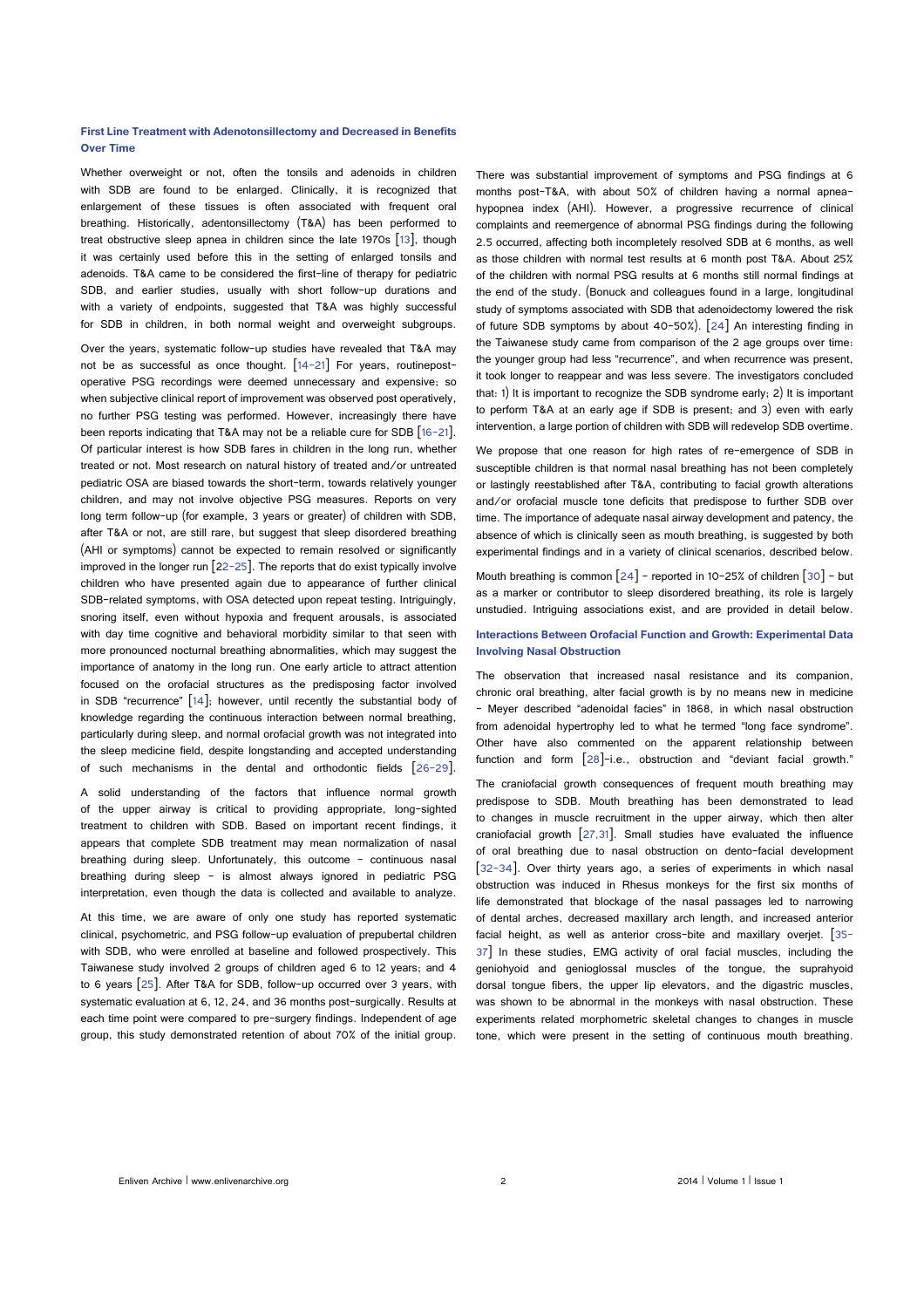### First Line Treatment with Adenotonsillectomy and Decreased in Benefits Over Time

Whether overweight or not, often the tonsils and adenoids in children with SDB are found to be enlarged. Clinically, it is recognized that enlargement of these tissues is often associated with frequent oral breathing. Historically, adentonsillectomy (T&A) has been performed to treat obstructive sleep apnea in children since the late 1970s [13], though it was certainly used before this in the setting of enlarged tonsils and adenoids. T&A came to be considered the first-line of therapy for pediatric SDB, and earlier studies, usually with short follow-up durations and with a variety of endpoints, suggested that T&A was highly successful for SDB in children, in both normal weight and overweight subgroups.

Over the years, systematic follow-up studies have revealed that T&A may not be as successful as once thought. [14-21] For years, routinepost-operative PSG recordings were deemed unnecessary and expensive; so when subjective clinical report of improvement was observed post operatively, no further PSG testing was performed. However, increasingly there have been reports indicating that T&A may not be a reliable cure for SDB [16-21]. Of particular interest is how SDB fares in children in the long run, whether treated or not. Most research on natural history of treated and/or untreated pediatric OSA are biased towards the short-term, towards relatively younger children, and may not involve objective PSG measures. Reports on very long term follow-up (for example, 3 years or greater) of children with SDB, after T&A or not, are still rare, but suggest that sleep disordered breathing (AHI or symptoms) cannot be expected to remain resolved or significantly improved in the longer run [22-25]. The reports that do exist typically involve children who have presented again due to appearance of further clinical SDB-related symptoms, with OSA detected upon repeat testing. Intriguingly, snoring itself, even without hypoxia and frequent arousals, is associated with day time cognitive and behavioral morbidity similar to that seen with more pronounced nocturnal breathing abnormalities, which may suggest the importance of anatomy in the long run. One early article to attract attention focused on the orofacial structures as the predisposing factor involved in SDB "recurrence" [14]; however, until recently the substantial body of knowledge regarding the continuous interaction between normal breathing, particularly during sleep, and normal orofacial growth was not integrated into the sleep medicine field, despite longstanding and accepted understanding of such mechanisms in the dental and orthodontic fields [26-29].

A solid understanding of the factors that influence normal growth of the upper airway is critical to providing appropriate, long-sighted treatment to children with SDB. Based on important recent findings, it appears that complete SDB treatment may mean normalization of nasal breathing during sleep. Unfortunately, this outcome – continuous nasal breathing during sleep – is almost always ignored in pediatric PSG interpretation, even though the data is collected and available to analyze.

At this time, we are aware of only one study has reported systematic clinical, psychometric, and PSG follow-up evaluation of prepubertal children with SDB, who were enrolled at baseline and followed prospectively. This Taiwanese study involved 2 groups of children aged 6 to 12 years; and 4 to 6 years [25]. After T&A for SDB, follow-up occurred over 3 years, with systematic evaluation at 6, 12, 24, and 36 months post-surgically. Results at each time point were compared to pre-surgery findings. Independent of age group, this study demonstrated retention of about 70% of the initial group. There was substantial improvement of symptoms and PSG findings at 6 months post-T&A, with about 50% of children having a normal apnea-hypopnea index (AHI). However, a progressive recurrence of clinical complaints and reemergence of abnormal PSG findings during the following 2.5 occurred, affecting both incompletely resolved SDB at 6 months, as well as those children with normal test results at 6 month post T&A. About 25% of the children with normal PSG results at 6 months still normal findings at the end of the study. (Bonuck and colleagues found in a large, longitudinal study of symptoms associated with SDB that adenoidectomy lowered the risk of future SDB symptoms by about 40-50%). [24] An interesting finding in the Taiwanese study came from comparison of the 2 age groups over time: the younger group had less "recurrence", and when recurrence was present, it took longer to reappear and was less severe. The investigators concluded that: 1) It is important to recognize the SDB syndrome early; 2) It is important to perform T&A at an early age if SDB is present; and 3) even with early intervention, a large portion of children with SDB will redevelop SDB overtime.

We propose that one reason for high rates of re-emergence of SDB in susceptible children is that normal nasal breathing has not been completely or lastingly reestablished after T&A, contributing to facial growth alterations and/or orofacial muscle tone deficits that predispose to further SDB over time. The importance of adequate nasal airway development and patency, the absence of which is clinically seen as mouth breathing, is suggested by both experimental findings and in a variety of clinical scenarios, described below.

Mouth breathing is common [24] - reported in 10-25% of children [30] - but as a marker or contributor to sleep disordered breathing, its role is largely unstudied. Intriguing associations exist, and are provided in detail below.

### Interactions Between Orofacial Function and Growth: Experimental Data Involving Nasal Obstruction

The observation that increased nasal resistance and its companion, chronic oral breathing, alter facial growth is by no means new in medicine - Meyer described "adenoidal facies" in 1868, in which nasal obstruction from adenoidal hypertrophy led to what he termed "long face syndrome". Other have also commented on the apparent relationship between function and form [28]-i.e., obstruction and "deviant facial growth."

The craniofacial growth consequences of frequent mouth breathing may predispose to SDB. Mouth breathing has been demonstrated to lead to changes in muscle recruitment in the upper airway, which then alter craniofacial growth [27,31]. Small studies have evaluated the influence of oral breathing due to nasal obstruction on dento-facial development [32-34]. Over thirty years ago, a series of experiments in which nasal obstruction was induced in Rhesus monkeys for the first six months of life demonstrated that blockage of the nasal passages led to narrowing of dental arches, decreased maxillary arch length, and increased anterior facial height, as well as anterior cross-bite and maxillary overjet. [35-37] In these studies, EMG activity of oral facial muscles, including the geniohyoid and genioglossal muscles of the tongue, the suprahyoid dorsal tongue fibers, the upper lip elevators, and the digastric muscles, was shown to be abnormal in the monkeys with nasal obstruction. These experiments related morphometric skeletal changes to changes in muscle tone, which were present in the setting of continuous mouth breathing.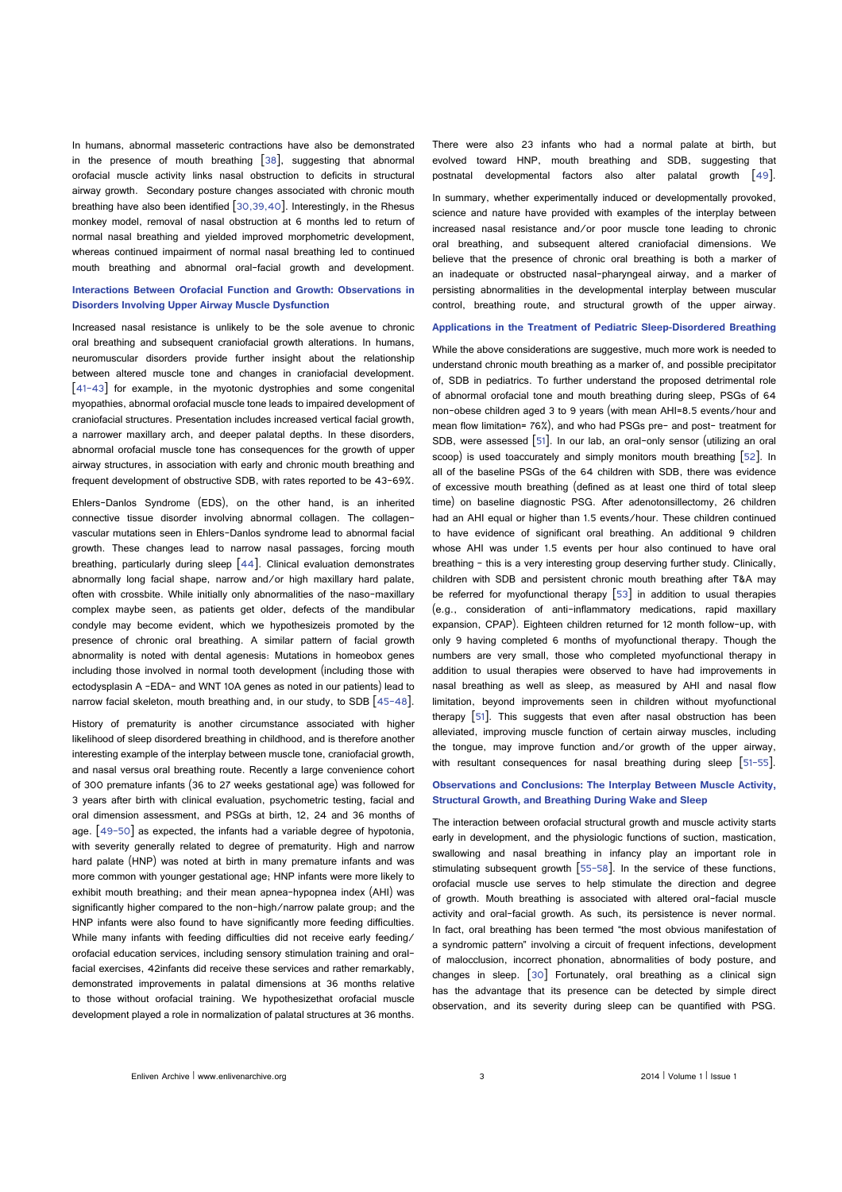In humans, abnormal masseteric contractions have also be demonstrated in the presence of mouth breathing [38], suggesting that abnormal orofacial muscle activity links nasal obstruction to deficits in structural airway growth. Secondary posture changes associated with chronic mouth breathing have also been identified [30,39,40]. Interestingly, in the Rhesus monkey model, removal of nasal obstruction at 6 months led to return of normal nasal breathing and yielded improved morphometric development, whereas continued impairment of normal nasal breathing led to continued mouth breathing and abnormal oral-facial growth and development.

### Interactions Between Orofacial Function and Growth: Observations in Disorders Involving Upper Airway Muscle Dysfunction

Increased nasal resistance is unlikely to be the sole avenue to chronic oral breathing and subsequent craniofacial growth alterations. In humans, neuromuscular disorders provide further insight about the relationship between altered muscle tone and changes in craniofacial development. [41-43] for example, in the myotonic dystrophies and some congenital myopathies, abnormal orofacial muscle tone leads to impaired development of craniofacial structures. Presentation includes increased vertical facial growth, a narrower maxillary arch, and deeper palatal depths. In these disorders, abnormal orofacial muscle tone has consequences for the growth of upper airway structures, in association with early and chronic mouth breathing and frequent development of obstructive SDB, with rates reported to be 43-69%.

Ehlers-Danlos Syndrome (EDS), on the other hand, is an inherited connective tissue disorder involving abnormal collagen. The collagen-vascular mutations seen in Ehlers-Danlos syndrome lead to abnormal facial growth. These changes lead to narrow nasal passages, forcing mouth breathing, particularly during sleep [44]. Clinical evaluation demonstrates abnormally long facial shape, narrow and/or high maxillary hard palate, often with crossbite. While initially only abnormalities of the naso-maxillary complex maybe seen, as patients get older, defects of the mandibular condyle may become evident, which we hypothesizeis promoted by the presence of chronic oral breathing. A similar pattern of facial growth abnormality is noted with dental agenesis: Mutations in homeobox genes including those involved in normal tooth development (including those with ectodysplasin A -EDA- and WNT 10A genes as noted in our patients) lead to narrow facial skeleton, mouth breathing and, in our study, to SDB [45-48].

History of prematurity is another circumstance associated with higher likelihood of sleep disordered breathing in childhood, and is therefore another interesting example of the interplay between muscle tone, craniofacial growth, and nasal versus oral breathing route. Recently a large convenience cohort of 300 premature infants (36 to 27 weeks gestational age) was followed for 3 years after birth with clinical evaluation, psychometric testing, facial and oral dimension assessment, and PSGs at birth, 12, 24 and 36 months of age. [49-50] as expected, the infants had a variable degree of hypotonia, with severity generally related to degree of prematurity. High and narrow hard palate (HNP) was noted at birth in many premature infants and was more common with younger gestational age; HNP infants were more likely to exhibit mouth breathing; and their mean apnea-hypopnea index (AHI) was significantly higher compared to the non-high/narrow palate group; and the HNP infants were also found to have significantly more feeding difficulties. While many infants with feeding difficulties did not receive early feeding/orofacial education services, including sensory stimulation training and oral-facial exercises, 42infants did receive these services and rather remarkably, demonstrated improvements in palatal dimensions at 36 months relative to those without orofacial training. We hypothesizethat orofacial muscle development played a role in normalization of palatal structures at 36 months. There were also 23 infants who had a normal palate at birth, but evolved toward HNP, mouth breathing and SDB, suggesting that postnatal developmental factors also alter palatal growth [49].

In summary, whether experimentally induced or developmentally provoked, science and nature have provided with examples of the interplay between increased nasal resistance and/or poor muscle tone leading to chronic oral breathing, and subsequent altered craniofacial dimensions. We believe that the presence of chronic oral breathing is both a marker of an inadequate or obstructed nasal-pharyngeal airway, and a marker of persisting abnormalities in the developmental interplay between muscular control, breathing route, and structural growth of the upper airway.

### Applications in the Treatment of Pediatric Sleep-Disordered Breathing

While the above considerations are suggestive, much more work is needed to understand chronic mouth breathing as a marker of, and possible precipitator of, SDB in pediatrics. To further understand the proposed detrimental role of abnormal orofacial tone and mouth breathing during sleep, PSGs of 64 non-obese children aged 3 to 9 years (with mean AHI=8.5 events/hour and mean flow limitation= 76%), and who had PSGs pre- and post- treatment for SDB, were assessed [51]. In our lab, an oral-only sensor (utilizing an oral scoop) is used toaccurately and simply monitors mouth breathing [52]. In all of the baseline PSGs of the 64 children with SDB, there was evidence of excessive mouth breathing (defined as at least one third of total sleep time) on baseline diagnostic PSG. After adenotonsillectomy, 26 children had an AHI equal or higher than 1.5 events/hour. These children continued to have evidence of significant oral breathing. An additional 9 children whose AHI was under 1.5 events per hour also continued to have oral breathing - this is a very interesting group deserving further study. Clinically, children with SDB and persistent chronic mouth breathing after T&A may be referred for myofunctional therapy [53] in addition to usual therapies (e.g., consideration of anti-inflammatory medications, rapid maxillary expansion, CPAP). Eighteen children returned for 12 month follow-up, with only 9 having completed 6 months of myofunctional therapy. Though the numbers are very small, those who completed myofunctional therapy in addition to usual therapies were observed to have had improvements in nasal breathing as well as sleep, as measured by AHI and nasal flow limitation, beyond improvements seen in children without myofunctional therapy [51]. This suggests that even after nasal obstruction has been alleviated, improving muscle function of certain airway muscles, including the tongue, may improve function and/or growth of the upper airway, with resultant consequences for nasal breathing during sleep [51-55].

### Observations and Conclusions: The Interplay Between Muscle Activity, Structural Growth, and Breathing During Wake and Sleep

The interaction between orofacial structural growth and muscle activity starts early in development, and the physiologic functions of suction, mastication, swallowing and nasal breathing in infancy play an important role in stimulating subsequent growth [55-58]. In the service of these functions, orofacial muscle use serves to help stimulate the direction and degree of growth. Mouth breathing is associated with altered oral-facial muscle activity and oral-facial growth. As such, its persistence is never normal. In fact, oral breathing has been termed "the most obvious manifestation of a syndromic pattern" involving a circuit of frequent infections, development of malocclusion, incorrect phonation, abnormalities of body posture, and changes in sleep. [30] Fortunately, oral breathing as a clinical sign has the advantage that its presence can be detected by simple direct observation, and its severity during sleep can be quantified with PSG.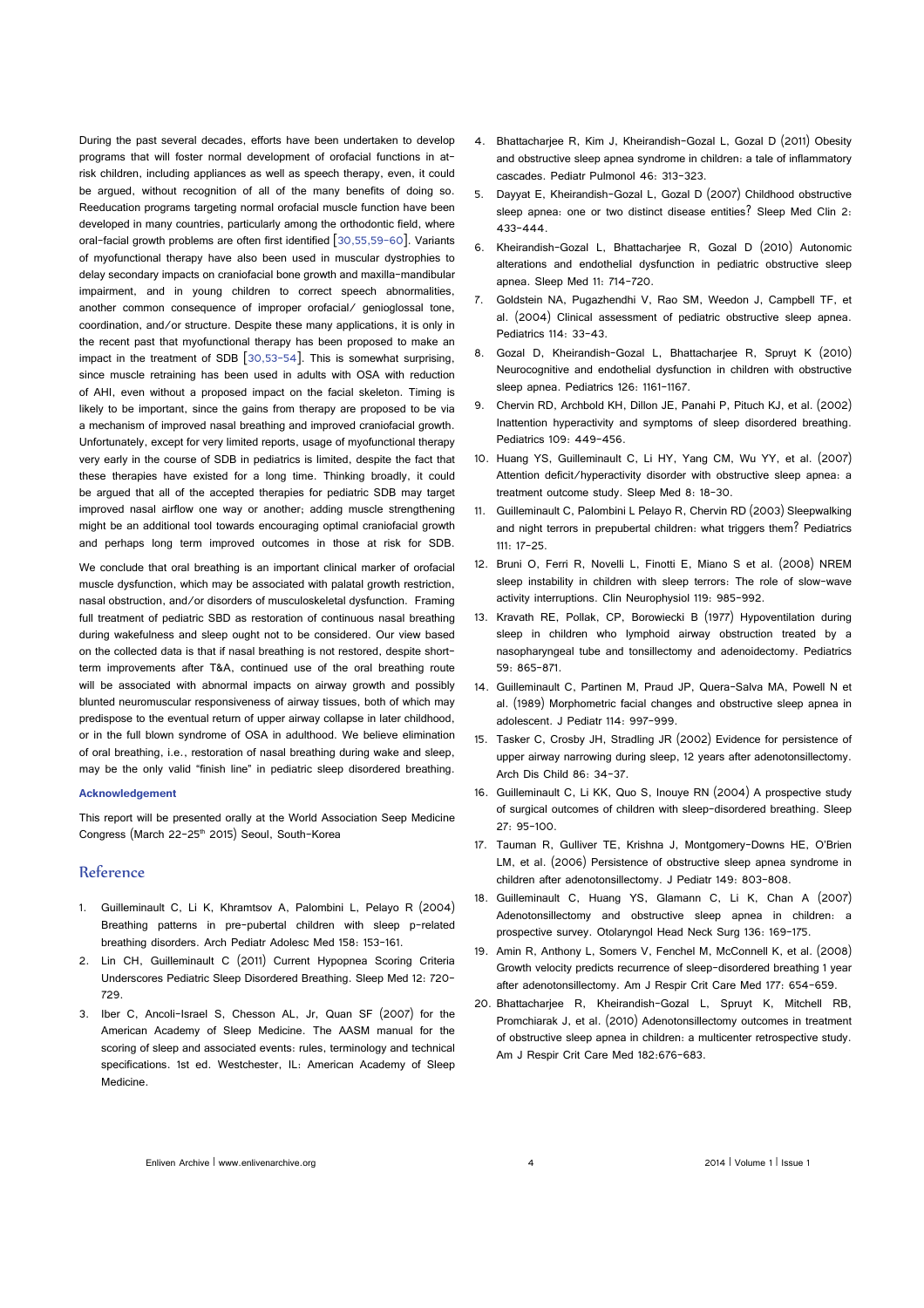During the past several decades, efforts have been undertaken to develop programs that will foster normal development of orofacial functions in at-risk children, including appliances as well as speech therapy, even, it could be argued, without recognition of all of the many benefits of doing so. Reeducation programs targeting normal orofacial muscle function have been developed in many countries, particularly among the orthodontic field, where oral-facial growth problems are often first identified [30,55,59-60]. Variants of myofunctional therapy have also been used in muscular dystrophies to delay secondary impacts on craniofacial bone growth and maxilla-mandibular impairment, and in young children to correct speech abnormalities, another common consequence of improper orofacial/ genioglossal tone, coordination, and/or structure. Despite these many applications, it is only in the recent past that myofunctional therapy has been proposed to make an impact in the treatment of SDB [30,53-54]. This is somewhat surprising, since muscle retraining has been used in adults with OSA with reduction of AHI, even without a proposed impact on the facial skeleton. Timing is likely to be important, since the gains from therapy are proposed to be via a mechanism of improved nasal breathing and improved craniofacial growth. Unfortunately, except for very limited reports, usage of myofunctional therapy very early in the course of SDB in pediatrics is limited, despite the fact that these therapies have existed for a long time. Thinking broadly, it could be argued that all of the accepted therapies for pediatric SDB may target improved nasal airflow one way or another; adding muscle strengthening might be an additional tool towards encouraging optimal craniofacial growth and perhaps long term improved outcomes in those at risk for SDB.

We conclude that oral breathing is an important clinical marker of orofacial muscle dysfunction, which may be associated with palatal growth restriction, nasal obstruction, and/or disorders of musculoskeletal dysfunction. Framing full treatment of pediatric SDB as restoration of continuous nasal breathing during wakefulness and sleep ought not to be considered. Our view based on the collected data is that if nasal breathing is not restored, despite short-term improvements after T&A, continued use of the oral breathing route will be associated with abnormal impacts on airway growth and possibly blunted neuromuscular responsiveness of airway tissues, both of which may predispose to the eventual return of upper airway collapse in later childhood, or in the full blown syndrome of OSA in adulthood. We believe elimination of oral breathing, i.e., restoration of nasal breathing during wake and sleep, may be the only valid "finish line" in pediatric sleep disordered breathing.

#### Acknowledgement

This report will be presented orally at the World Association Seep Medicine Congress (March 22-25th 2015) Seoul, South-Korea

## Reference

1. Guilleminault C, Li K, Khramtsov A, Palombini L, Pelayo R (2004) Breathing patterns in pre-pubertal children with sleep p-related breathing disorders. Arch Pediatr Adolesc Med 158: 153-161.
2. Lin CH, Guilleminault C (2011) Current Hypopnea Scoring Criteria Underscores Pediatric Sleep Disordered Breathing. Sleep Med 12: 720-729.
3. Iber C, Ancoli-Israel S, Chesson AL, Jr, Quan SF (2007) for the American Academy of Sleep Medicine. The AASM manual for the scoring of sleep and associated events: rules, terminology and technical specifications. 1st ed. Westchester, IL: American Academy of Sleep Medicine.
4. Bhattacharjee R, Kim J, Kheirandish-Gozal L, Gozal D (2011) Obesity and obstructive sleep apnea syndrome in children: a tale of inflammatory cascades. Pediatr Pulmonol 46: 313-323.
5. Dayyat E, Kheirandish-Gozal L, Gozal D (2007) Childhood obstructive sleep apnea: one or two distinct disease entities? Sleep Med Clin 2: 433-444.
6. Kheirandish-Gozal L, Bhattacharjee R, Gozal D (2010) Autonomic alterations and endothelial dysfunction in pediatric obstructive sleep apnea. Sleep Med 11: 714-720.
7. Goldstein NA, Pugazhendhi V, Rao SM, Weedon J, Campbell TF, et al. (2004) Clinical assessment of pediatric obstructive sleep apnea. Pediatrics 114: 33-43.
8. Gozal D, Kheirandish-Gozal L, Bhattacharjee R, Spruyt K (2010) Neurocognitive and endothelial dysfunction in children with obstructive sleep apnea. Pediatrics 126: 1161-1167.
9. Chervin RD, Archbold KH, Dillon JE, Panahi P, Pituch KJ, et al. (2002) Inattention hyperactivity and symptoms of sleep disordered breathing. Pediatrics 109: 449-456.
10. Huang YS, Guilleminault C, Li HY, Yang CM, Wu YY, et al. (2007) Attention deficit/hyperactivity disorder with obstructive sleep apnea: a treatment outcome study. Sleep Med 8: 18-30.
11. Guilleminault C, Palombini L Pelayo R, Chervin RD (2003) Sleepwalking and night terrors in prepubertal children: what triggers them? Pediatrics 111: 17-25.
12. Bruni O, Ferri R, Novelli L, Finotti E, Miano S et al. (2008) NREM sleep instability in children with sleep terrors: The role of slow-wave activity interruptions. Clin Neurophysiol 119: 985-992.
13. Kravath RE, Pollak, CP, Borowiecki B (1977) Hypoventilation during sleep in children who lymphoid airway obstruction treated by a nasopharyngeal tube and tonsillectomy and adenoidectomy. Pediatrics 59: 865-871.
14. Guilleminault C, Partinen M, Praud JP, Quera-Salva MA, Powell N et al. (1989) Morphometric facial changes and obstructive sleep apnea in adolescent. J Pediatr 114: 997-999.
15. Tasker C, Crosby JH, Stradling JR (2002) Evidence for persistence of upper airway narrowing during sleep, 12 years after adenotonsillectomy. Arch Dis Child 86: 34-37.
16. Guilleminault C, Li KK, Quo S, Inouye RN (2004) A prospective study of surgical outcomes of children with sleep-disordered breathing. Sleep 27: 95-100.
17. Tauman R, Gulliver TE, Krishna J, Montgomery-Downs HE, O'Brien LM, et al. (2006) Persistence of obstructive sleep apnea syndrome in children after adenotonsillectomy. J Pediatr 149: 803-808.
18. Guilleminault C, Huang YS, Glamann C, Li K, Chan A (2007) Adenotonsillectomy and obstructive sleep apnea in children: a prospective survey. Otolaryngol Head Neck Surg 136: 169-175.
19. Amin R, Anthony L, Somers V, Fenchel M, McConnell K, et al. (2008) Growth velocity predicts recurrence of sleep-disordered breathing 1 year after adenotonsillectomy. Am J Respir Crit Care Med 177: 654-659.
20. Bhattacharjee R, Kheirandish-Gozal L, Spruyt K, Mitchell RB, Promchiarak J, et al. (2010) Adenotonsillectomy outcomes in treatment of obstructive sleep apnea in children: a multicenter retrospective study. Am J Respir Crit Care Med 182:676-683.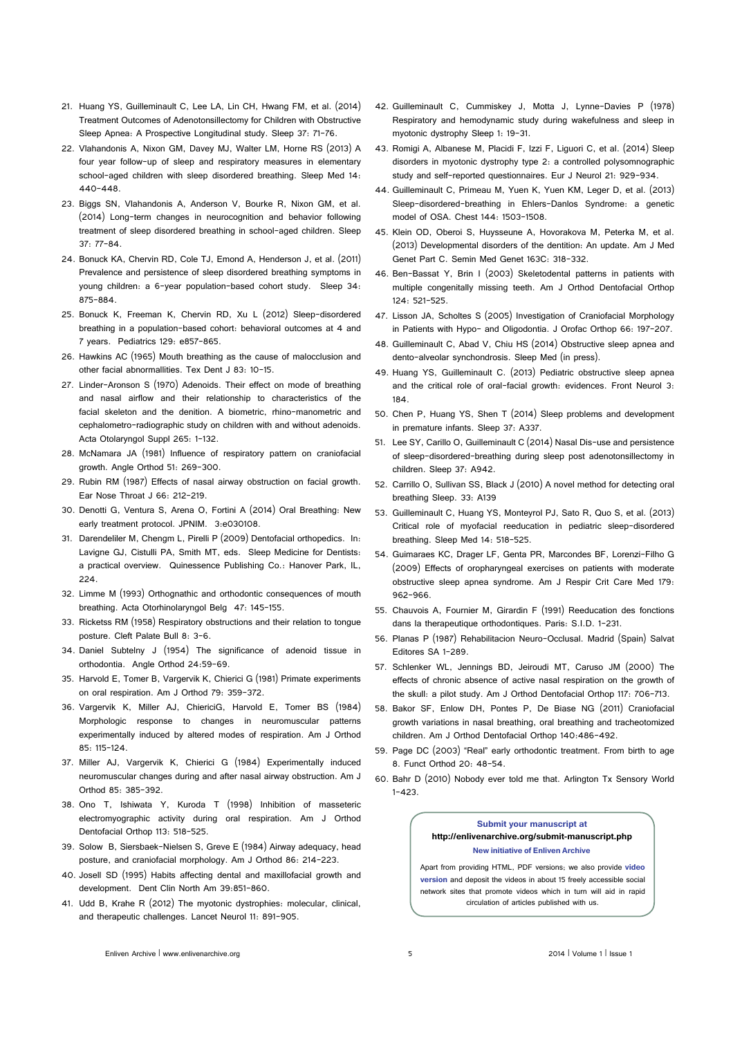21. Huang YS, Guilleminault C, Lee LA, Lin CH, Hwang FM, et al. (2014) Treatment Outcomes of Adenotonsillectomy for Children with Obstructive Sleep Apnea: A Prospective Longitudinal study. Sleep 37: 71-76.
22. Vlahandonis A, Nixon GM, Davey MJ, Walter LM, Horne RS (2013) A four year follow-up of sleep and respiratory measures in elementary school-aged children with sleep disordered breathing. Sleep Med 14: 440-448.
23. Biggs SN, Vlahandonis A, Anderson V, Bourke R, Nixon GM, et al. (2014) Long-term changes in neurocognition and behavior following treatment of sleep disordered breathing in school-aged children. Sleep 37: 77-84.
24. Bonuck KA, Chervin RD, Cole TJ, Emond A, Henderson J, et al. (2011) Prevalence and persistence of sleep disordered breathing symptoms in young children: a 6-year population-based cohort study. Sleep 34: 875-884.
25. Bonuck K, Freeman K, Chervin RD, Xu L (2012) Sleep-disordered breathing in a population-based cohort: behavioral outcomes at 4 and 7 years. Pediatrics 129: e857-865.
26. Hawkins AC (1965) Mouth breathing as the cause of malocclusion and other facial abnormallities. Tex Dent J 83: 10-15.
27. Linder-Aronson S (1970) Adenoids. Their effect on mode of breathing and nasal airflow and their relationship to characteristics of the facial skeleton and the denition. A biometric, rhino-manometric and cephalometro-radiographic study on children with and without adenoids. Acta Otolaryngol Suppl 265: 1-132.
28. McNamara JA (1981) Influence of respiratory pattern on craniofacial growth. Angle Orthod 51: 269-300.
29. Rubin RM (1987) Effects of nasal airway obstruction on facial growth. Ear Nose Throat J 66: 212-219.
30. Denotti G, Ventura S, Arena O, Fortini A (2014) Oral Breathing: New early treatment protocol. JPNIM. 3:e030108.
31. Darendeliler M, Chengm L, Pirelli P (2009) Dentofacial orthopedics. In: Lavigne GJ, Cistulli PA, Smith MT, eds. Sleep Medicine for Dentists: a practical overview. Quinessence Publishing Co.: Hanover Park, IL, 224.
32. Limme M (1993) Orthognathic and orthodontic consequences of mouth breathing. Acta Otorhinolaryngol Belg 47: 145-155.
33. Ricketss RM (1958) Respiratory obstructions and their relation to tongue posture. Cleft Palate Bull 8: 3-6.
34. Daniel Subtelny J (1954) The significance of adenoid tissue in orthodontia. Angle Orthod 24:59-69.
35. Harvold E, Tomer B, Vargervik K, Chierici G (1981) Primate experiments on oral respiration. Am J Orthod 79: 359-372.
36. Vargervik K, Miller AJ, ChiericiG, Harvold E, Tomer BS (1984) Morphologic response to changes in neuromuscular patterns experimentally induced by altered modes of respiration. Am J Orthod 85: 115-124.
37. Miller AJ, Vargervik K, Chierici G (1984) Experimentally induced neuromuscular changes during and after nasal airway obstruction. Am J Orthod 85: 385-392.
38. Ono T, Ishiwata Y, Kuroda T (1998) Inhibition of masseteric electromyographic activity during oral respiration. Am J Orthod Dentofacial Orthop 113: 518-525.
39. Solow B, Siersbaek-Nielsen S, Greve E (1984) Airway adequacy, head posture, and craniofacial morphology. Am J Orthod 86: 214-223.
40. Josell SD (1995) Habits affecting dental and maxillofacial growth and development. Dent Clin North Am 39:851-860.
41. Udd B, Krahe R (2012) The myotonic dystrophies: molecular, clinical, and therapeutic challenges. Lancet Neurol 11: 891-905.
42. Guilleminault C, Cummiskey J, Motta J, Lynne-Davies P (1978) Respiratory and hemodynamic study during wakefulness and sleep in myotonic dystrophy Sleep 1: 19-31.
43. Romigi A, Albanese M, Placidi F, Izzi F, Liguori C, et al. (2014) Sleep disorders in myotonic dystrophy type 2: a controlled polysomnographic study and self-reported questionnaires. Eur J Neurol 21: 929-934.
44. Guilleminault C, Primeau M, Yuen K, Yuen KM, Leger D, et al. (2013) Sleep-disordered-breathing in Ehlers-Danlos Syndrome: a genetic model of OSA. Chest 144: 1503-1508.
45. Klein OD, Oberoi S, Huysseune A, Hovorakova M, Peterka M, et al. (2013) Developmental disorders of the dentition: An update. Am J Med Genet Part C. Semin Med Genet 163C: 318-332.
46. Ben-Bassat Y, Brin I (2003) Skeletodental patterns in patients with multiple congenitally missing teeth. Am J Orthod Dentofacial Orthop 124: 521-525.
47. Lisson JA, Scholtes S (2005) Investigation of Craniofacial Morphology in Patients with Hypo- and Oligodontia. J Orofac Orthop 66: 197-207.
48. Guilleminault C, Abad V, Chiu HS (2014) Obstructive sleep apnea and dento-alveolar synchondrosis. Sleep Med (in press).
49. Huang YS, Guilleminault C. (2013) Pediatric obstructive sleep apnea and the critical role of oral-facial growth: evidences. Front Neurol 3: 184.
50. Chen P, Huang YS, Shen T (2014) Sleep problems and development in premature infants. Sleep 37: A337.
51. Lee SY, Carillo O, Guilleminault C (2014) Nasal Dis-use and persistence of sleep-disordered-breathing during sleep post adenotonsillectomy in children. Sleep 37: A942.
52. Carrillo O, Sullivan SS, Black J (2010) A novel method for detecting oral breathing Sleep. 33: A139
53. Guilleminault C, Huang YS, Monteyrol PJ, Sato R, Quo S, et al. (2013) Critical role of myofacial reeducation in pediatric sleep-disordered breathing. Sleep Med 14: 518-525.
54. Guimaraes KC, Drager LF, Genta PR, Marcondes BF, Lorenzi-Filho G (2009) Effects of oropharyngeal exercises on patients with moderate obstructive sleep apnea syndrome. Am J Respir Crit Care Med 179: 962-966.
55. Chauvois A, Fournier M, Girardin F (1991) Reeducation des fonctions dans la therapeutique orthodontiques. Paris: S.I.D. 1-231.
56. Planas P (1987) Rehabilitacion Neuro-Occlusal. Madrid (Spain) Salvat Editores SA 1-289.
57. Schlenker WL, Jennings BD, Jeiroudi MT, Caruso JM (2000) The effects of chronic absence of active nasal respiration on the growth of the skull: a pilot study. Am J Orthod Dentofacial Orthop 117: 706-713.
58. Bakor SF, Enlow DH, Pontes P, De Biase NG (2011) Craniofacial growth variations in nasal breathing, oral breathing and tracheotomized children. Am J Orthod Dentofacial Orthop 140:486-492.
59. Page DC (2003) "Real" early orthodontic treatment. From birth to age 8. Funct Orthod 20: 48-54.
60. Bahr D (2010) Nobody ever told me that. Arlington Tx Sensory World 1-423.

**Submit your manuscript at**
**http://enlivenarchive.org/submit-manuscript.php**
**New initiative of Enliven Archive**

Apart from providing HTML, PDF versions; we also provide **video version** and deposit the videos in about 15 freely accessible social network sites that promote videos which in turn will aid in rapid circulation of articles published with us.